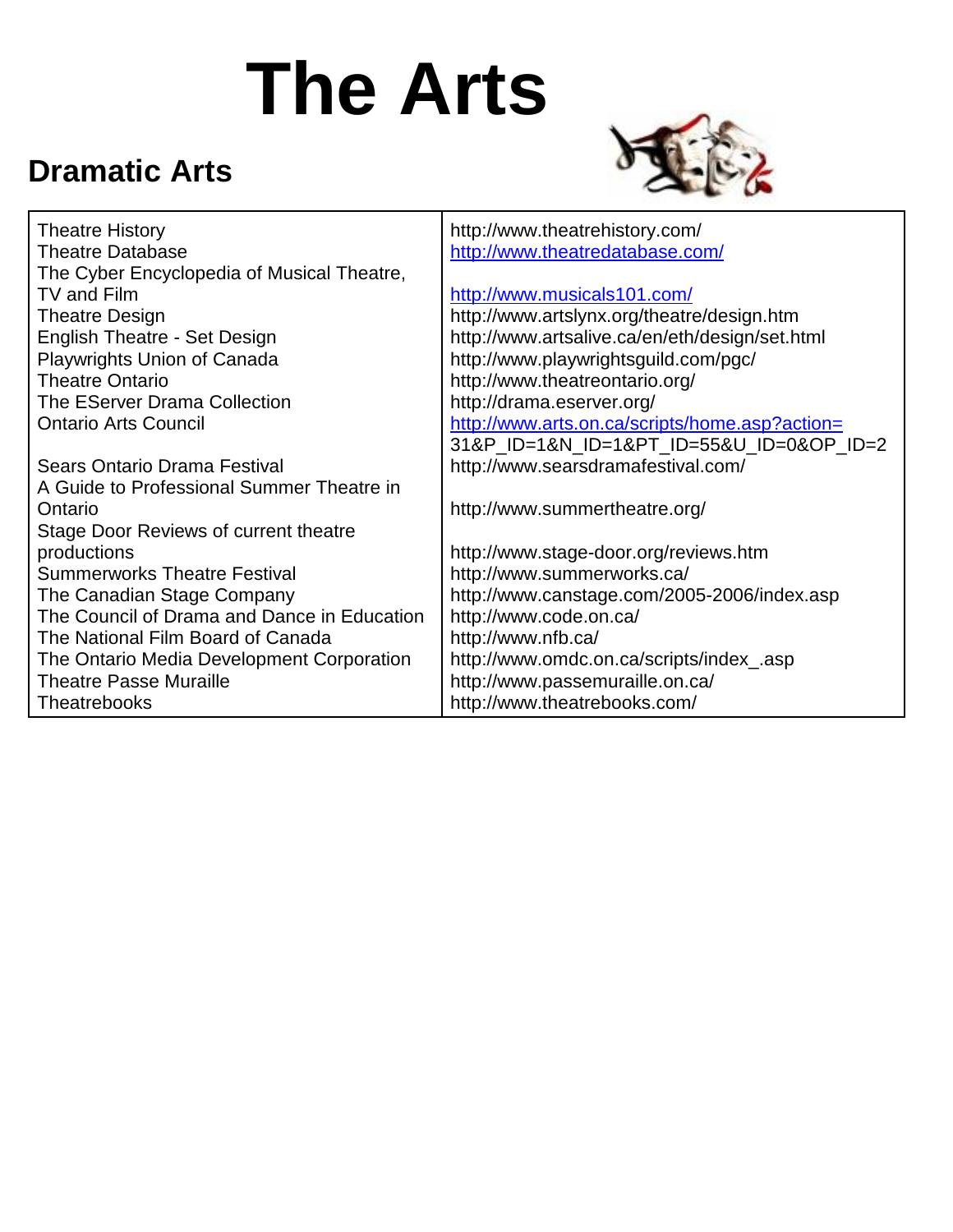# The Arts

## Dramatic Arts

| | |
|---|---|
| Theatre History | http://www.theatrehistory.com/ |
| Theatre Database | http://www.theatredatabase.com/ |
| The Cyber Encyclopedia of Musical Theatre, TV and Film | http://www.musicals101.com/ |
| Theatre Design | http://www.artslynx.org/theatre/design.htm |
| English Theatre - Set Design | http://www.artsalive.ca/en/eth/design/set.html |
| Playwrights Union of Canada | http://www.playwrightsguild.com/pgc/ |
| Theatre Ontario | http://www.theatreontario.org/ |
| The EServer Drama Collection | http://drama.eserver.org/ |
| Ontario Arts Council | http://www.arts.on.ca/scripts/home.asp?action=31&P_ID=1&N_ID=1&PT_ID=55&U_ID=0&OP_ID=2 |
| Sears Ontario Drama Festival | http://www.searsdramafestival.com/ |
| A Guide to Professional Summer Theatre in Ontario | http://www.summertheatre.org/ |
| Stage Door Reviews of current theatre productions | http://www.stage-door.org/reviews.htm |
| Summerworks Theatre Festival | http://www.summerworks.ca/ |
| The Canadian Stage Company | http://www.canstage.com/2005-2006/index.asp |
| The Council of Drama and Dance in Education | http://www.code.on.ca/ |
| The National Film Board of Canada | http://www.nfb.ca/ |
| The Ontario Media Development Corporation | http://www.omdc.on.ca/scripts/index_.asp |
| Theatre Passe Muraille | http://www.passemuraille.on.ca/ |
| Theatrebooks | http://www.theatrebooks.com/ |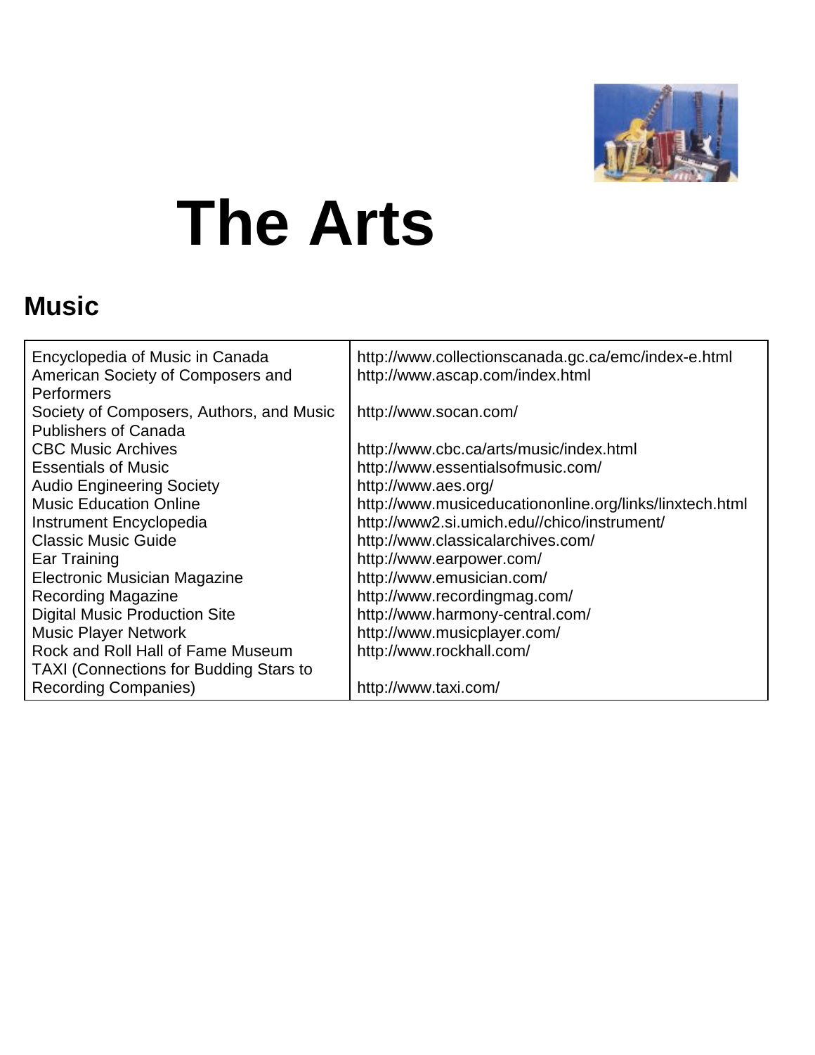# The Arts

## Music

| | |
|---|---|
| Encyclopedia of Music in Canada | http://www.collectionscanada.gc.ca/emc/index-e.html |
| American Society of Composers and Performers | http://www.ascap.com/index.html |
| Society of Composers, Authors, and Music Publishers of Canada | http://www.socan.com/ |
| CBC Music Archives | http://www.cbc.ca/arts/music/index.html |
| Essentials of Music | http://www.essentialsofmusic.com/ |
| Audio Engineering Society | http://www.aes.org/ |
| Music Education Online | http://www.musiceducationonline.org/links/linxtech.html |
| Instrument Encyclopedia | http://www2.si.umich.edu//chico/instrument/ |
| Classic Music Guide | http://www.classicalarchives.com/ |
| Ear Training | http://www.earpower.com/ |
| Electronic Musician Magazine | http://www.emusician.com/ |
| Recording Magazine | http://www.recordingmag.com/ |
| Digital Music Production Site | http://www.harmony-central.com/ |
| Music Player Network | http://www.musicplayer.com/ |
| Rock and Roll Hall of Fame Museum | http://www.rockhall.com/ |
| TAXI (Connections for Budding Stars to Recording Companies) | http://www.taxi.com/ |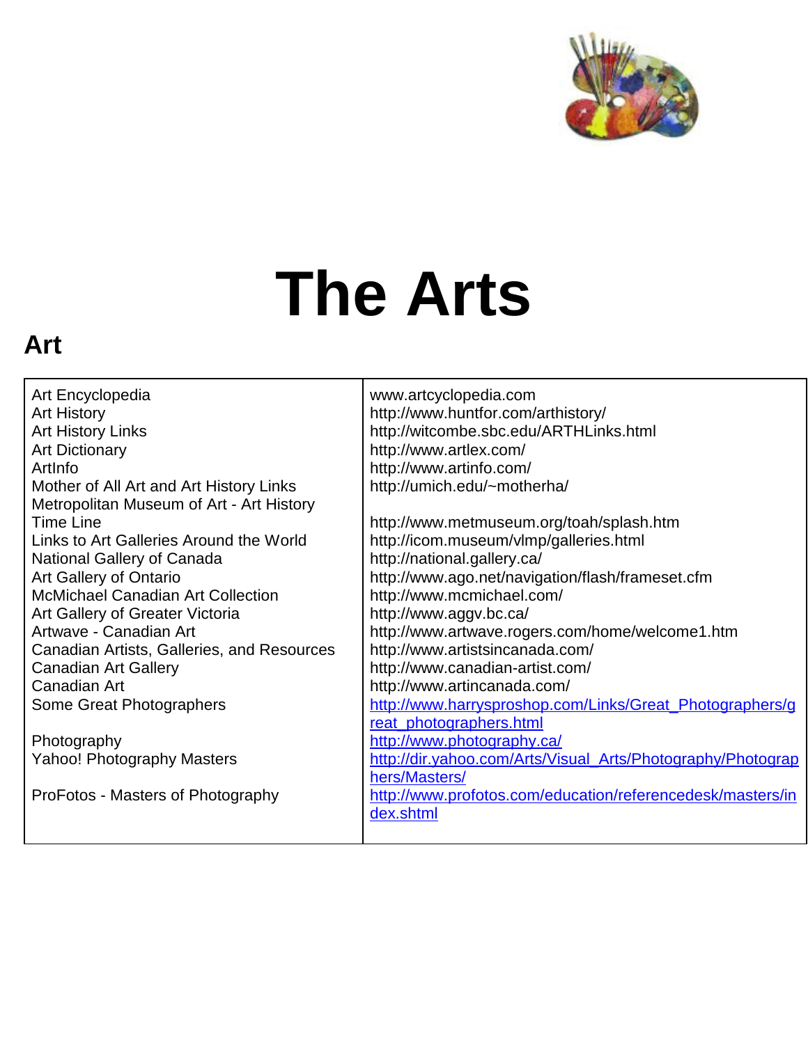# The Arts

## Art

| | |
|---|---|
| Art Encyclopedia | www.artcyclopedia.com |
| Art History | http://www.huntfor.com/arthistory/ |
| Art History Links | http://witcombe.sbc.edu/ARTHLinks.html |
| Art Dictionary | http://www.artlex.com/ |
| ArtInfo | http://www.artinfo.com/ |
| Mother of All Art and Art History Links | http://umich.edu/~motherha/ |
| Metropolitan Museum of Art - Art History Time Line | http://www.metmuseum.org/toah/splash.htm |
| Links to Art Galleries Around the World | http://icom.museum/vlmp/galleries.html |
| National Gallery of Canada | http://national.gallery.ca/ |
| Art Gallery of Ontario | http://www.ago.net/navigation/flash/frameset.cfm |
| McMichael Canadian Art Collection | http://www.mcmichael.com/ |
| Art Gallery of Greater Victoria | http://www.aggv.bc.ca/ |
| Artwave - Canadian Art | http://www.artwave.rogers.com/home/welcome1.htm |
| Canadian Artists, Galleries, and Resources | http://www.artistsincanada.com/ |
| Canadian Art Gallery | http://www.canadian-artist.com/ |
| Canadian Art | http://www.artincanada.com/ |
| Some Great Photographers | http://www.harrysproshop.com/Links/Great_Photographers/great_photographers.html |
| Photography | http://www.photography.ca/ |
| Yahoo! Photography Masters | http://dir.yahoo.com/Arts/Visual_Arts/Photography/Photographers/Masters/ |
| ProFotos - Masters of Photography | http://www.profotos.com/education/referencedesk/masters/index.shtml |